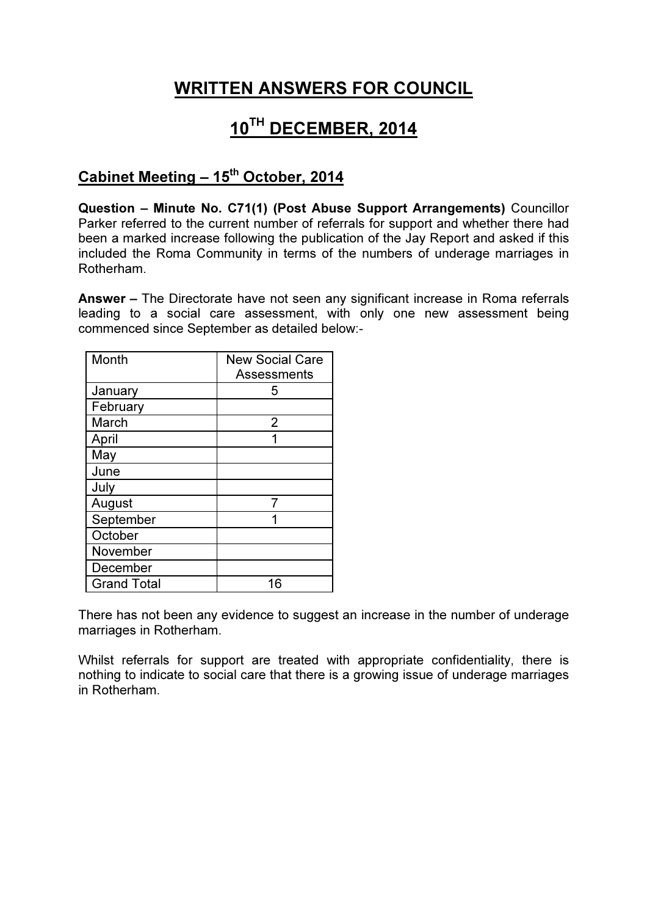# WRITTEN ANSWERS FOR COUNCIL

# 10TH DECEMBER, 2014

## Cabinet Meeting – 15th October, 2014

**Question – Minute No. C71(1) (Post Abuse Support Arrangements)** Councillor Parker referred to the current number of referrals for support and whether there had been a marked increase following the publication of the Jay Report and asked if this included the Roma Community in terms of the numbers of underage marriages in Rotherham.

**Answer –** The Directorate have not seen any significant increase in Roma referrals leading to a social care assessment, with only one new assessment being commenced since September as detailed below:-

| Month | New Social Care Assessments |
|---|---|
| January | 5 |
| February | |
| March | 2 |
| April | 1 |
| May | |
| June | |
| July | |
| August | 7 |
| September | 1 |
| October | |
| November | |
| December | |
| Grand Total | 16 |

There has not been any evidence to suggest an increase in the number of underage marriages in Rotherham.

Whilst referrals for support are treated with appropriate confidentiality, there is nothing to indicate to social care that there is a growing issue of underage marriages in Rotherham.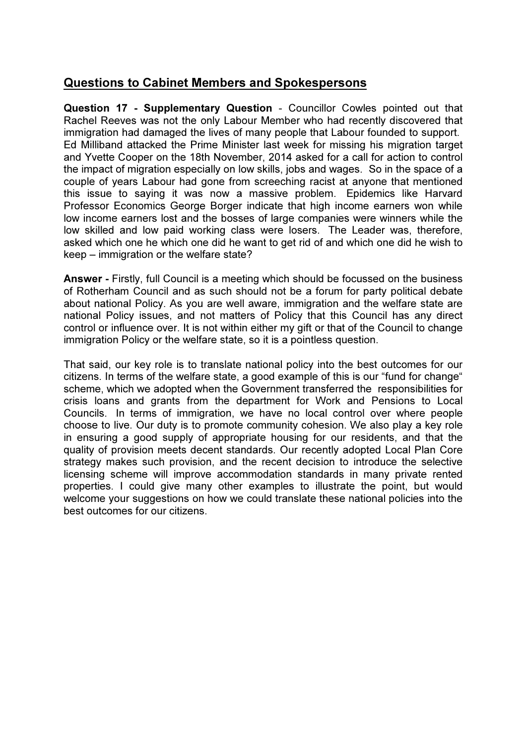## Questions to Cabinet Members and Spokespersons

**Question 17 - Supplementary Question** - Councillor Cowles pointed out that Rachel Reeves was not the only Labour Member who had recently discovered that immigration had damaged the lives of many people that Labour founded to support. Ed Milliband attacked the Prime Minister last week for missing his migration target and Yvette Cooper on the 18th November, 2014 asked for a call for action to control the impact of migration especially on low skills, jobs and wages. So in the space of a couple of years Labour had gone from screeching racist at anyone that mentioned this issue to saying it was now a massive problem. Epidemics like Harvard Professor Economics George Borger indicate that high income earners won while low income earners lost and the bosses of large companies were winners while the low skilled and low paid working class were losers. The Leader was, therefore, asked which one he which one did he want to get rid of and which one did he wish to keep – immigration or the welfare state?

**Answer -** Firstly, full Council is a meeting which should be focussed on the business of Rotherham Council and as such should not be a forum for party political debate about national Policy. As you are well aware, immigration and the welfare state are national Policy issues, and not matters of Policy that this Council has any direct control or influence over. It is not within either my gift or that of the Council to change immigration Policy or the welfare state, so it is a pointless question.

That said, our key role is to translate national policy into the best outcomes for our citizens. In terms of the welfare state, a good example of this is our "fund for change" scheme, which we adopted when the Government transferred the responsibilities for crisis loans and grants from the department for Work and Pensions to Local Councils. In terms of immigration, we have no local control over where people choose to live. Our duty is to promote community cohesion. We also play a key role in ensuring a good supply of appropriate housing for our residents, and that the quality of provision meets decent standards. Our recently adopted Local Plan Core strategy makes such provision, and the recent decision to introduce the selective licensing scheme will improve accommodation standards in many private rented properties. I could give many other examples to illustrate the point, but would welcome your suggestions on how we could translate these national policies into the best outcomes for our citizens.